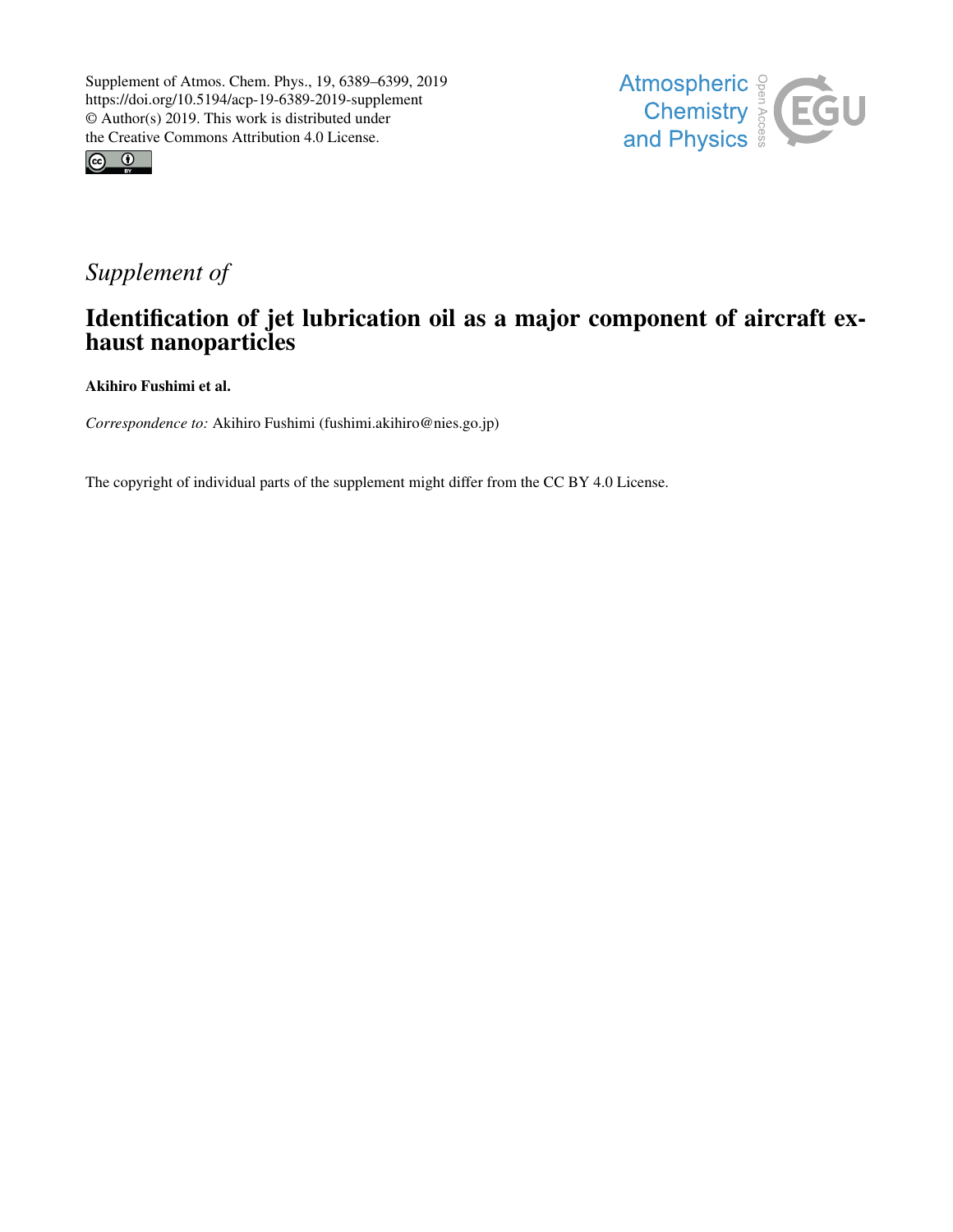Supplement of Atmos. Chem. Phys., 19, 6389–6399, 2019
https://doi.org/10.5194/acp-19-6389-2019-supplement
© Author(s) 2019. This work is distributed under
the Creative Commons Attribution 4.0 License.

*Supplement of*

# Identification of jet lubrication oil as a major component of aircraft exhaust nanoparticles

**Akihiro Fushimi et al.**

*Correspondence to:* Akihiro Fushimi (fushimi.akihiro@nies.go.jp)

The copyright of individual parts of the supplement might differ from the CC BY 4.0 License.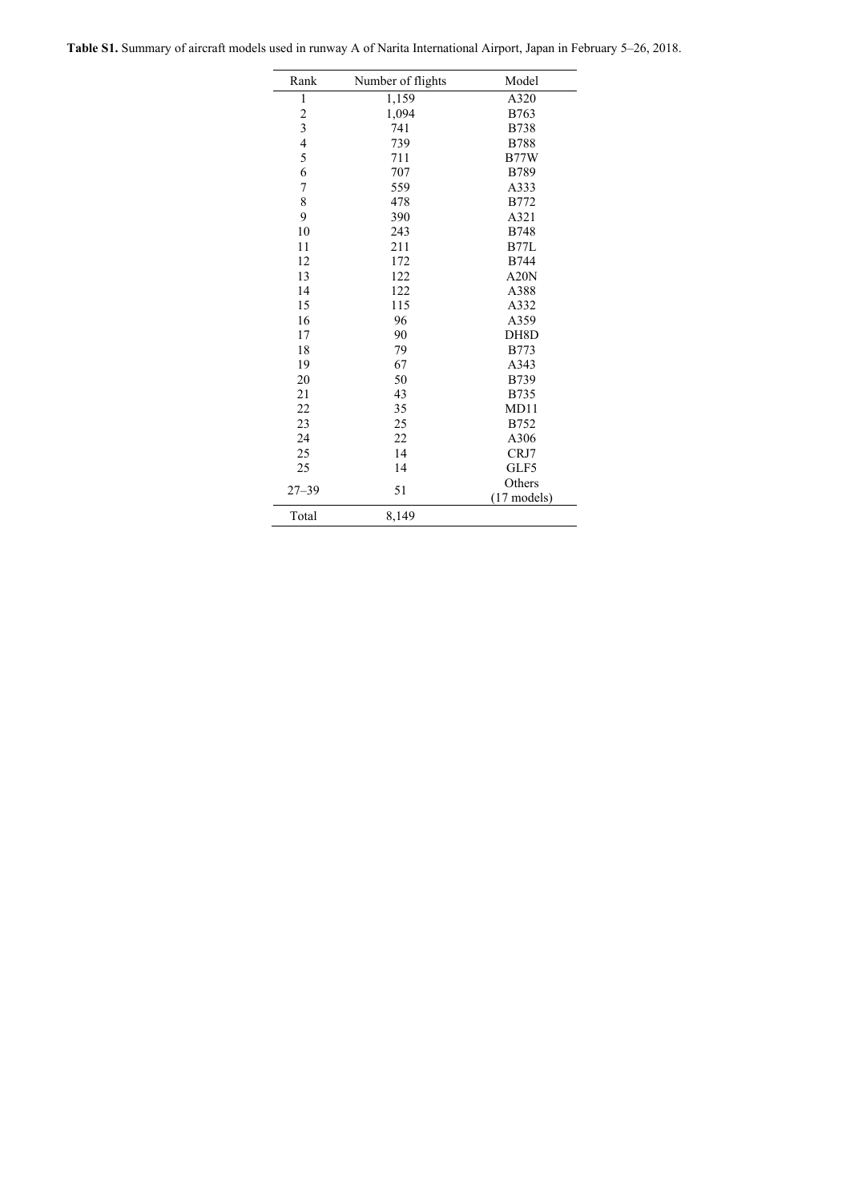**Table S1.** Summary of aircraft models used in runway A of Narita International Airport, Japan in February 5–26, 2018.

| Rank | Number of flights | Model |
|---|---|---|
| 1 | 1,159 | A320 |
| 2 | 1,094 | B763 |
| 3 | 741 | B738 |
| 4 | 739 | B788 |
| 5 | 711 | B77W |
| 6 | 707 | B789 |
| 7 | 559 | A333 |
| 8 | 478 | B772 |
| 9 | 390 | A321 |
| 10 | 243 | B748 |
| 11 | 211 | B77L |
| 12 | 172 | B744 |
| 13 | 122 | A20N |
| 14 | 122 | A388 |
| 15 | 115 | A332 |
| 16 | 96 | A359 |
| 17 | 90 | DH8D |
| 18 | 79 | B773 |
| 19 | 67 | A343 |
| 20 | 50 | B739 |
| 21 | 43 | B735 |
| 22 | 35 | MD11 |
| 23 | 25 | B752 |
| 24 | 22 | A306 |
| 25 | 14 | CRJ7 |
| 25 | 14 | GLF5 |
| 27–39 | 51 | Others (17 models) |
| Total | 8,149 | |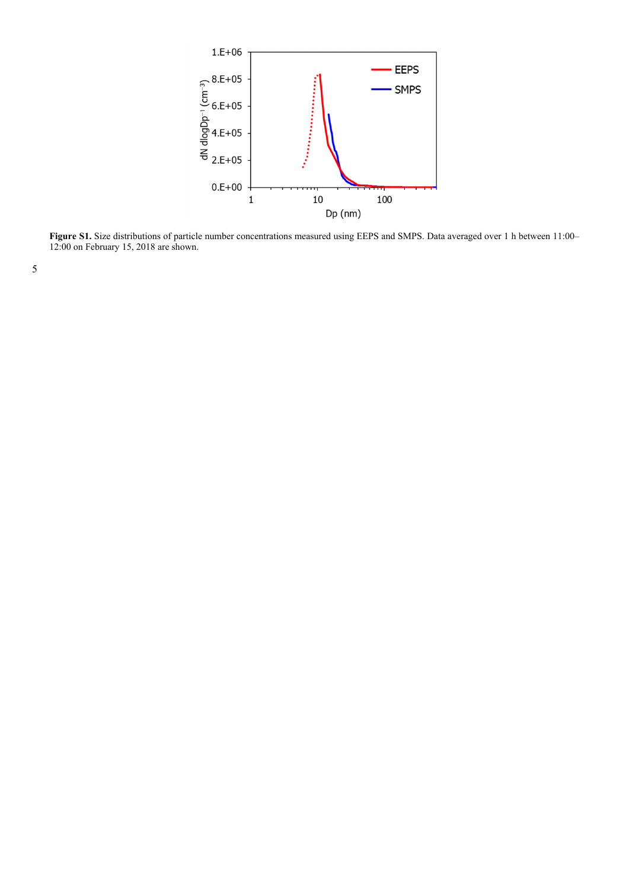**Figure S1.** Size distributions of particle number concentrations measured using EEPS and SMPS. Data averaged over 1 h between 11:00–12:00 on February 15, 2018 are shown.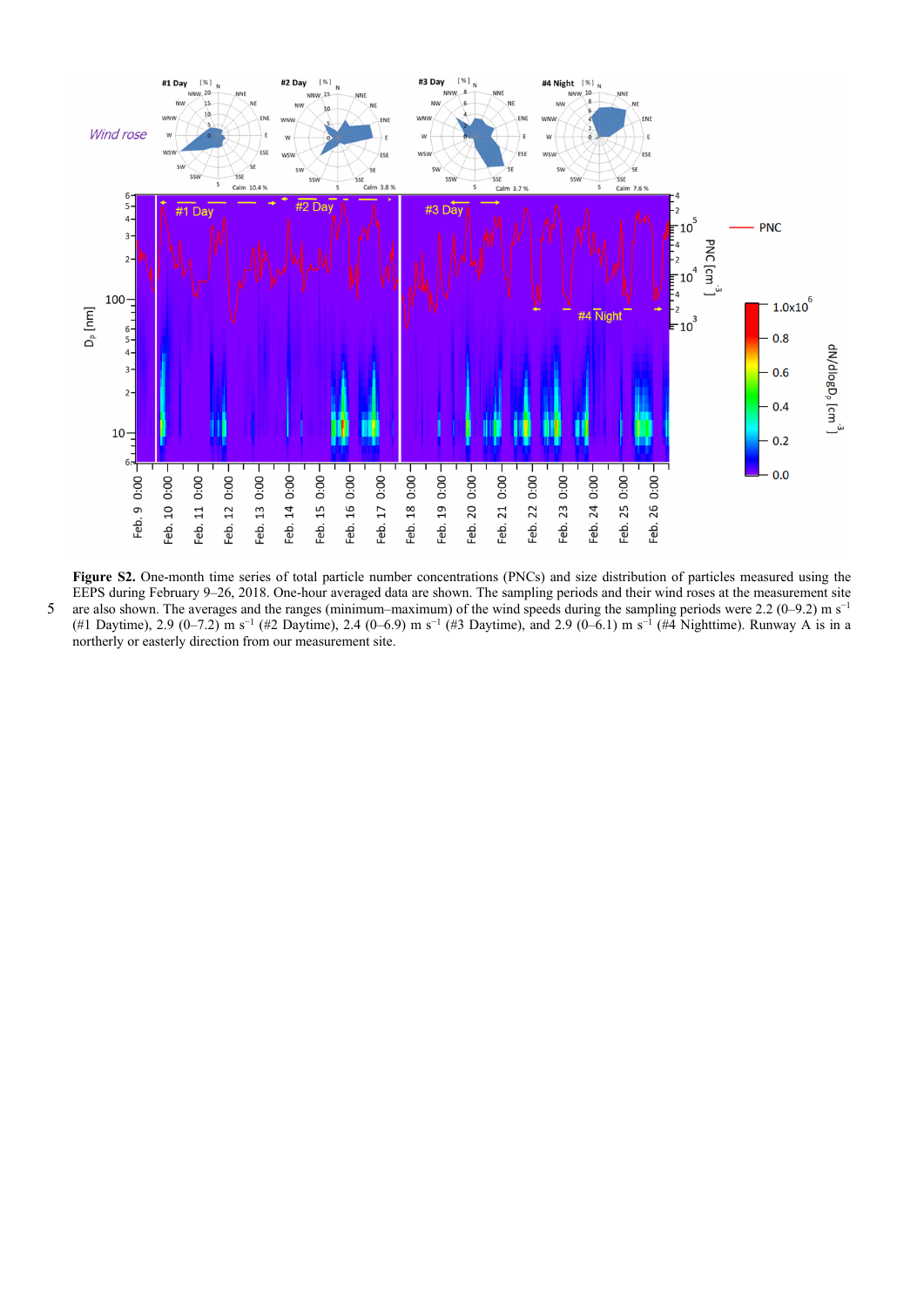**Figure S2.** One-month time series of total particle number concentrations (PNCs) and size distribution of particles measured using the EEPS during February 9–26, 2018. One-hour averaged data are shown. The sampling periods and their wind roses at the measurement site are also shown. The averages and the ranges (minimum–maximum) of the wind speeds during the sampling periods were 2.2 (0–9.2) m s$^{-1}$ (#1 Daytime), 2.9 (0–7.2) m s$^{-1}$ (#2 Daytime), 2.4 (0–6.9) m s$^{-1}$ (#3 Daytime), and 2.9 (0–6.1) m s$^{-1}$ (#4 Nighttime). Runway A is in a northerly or easterly direction from our measurement site.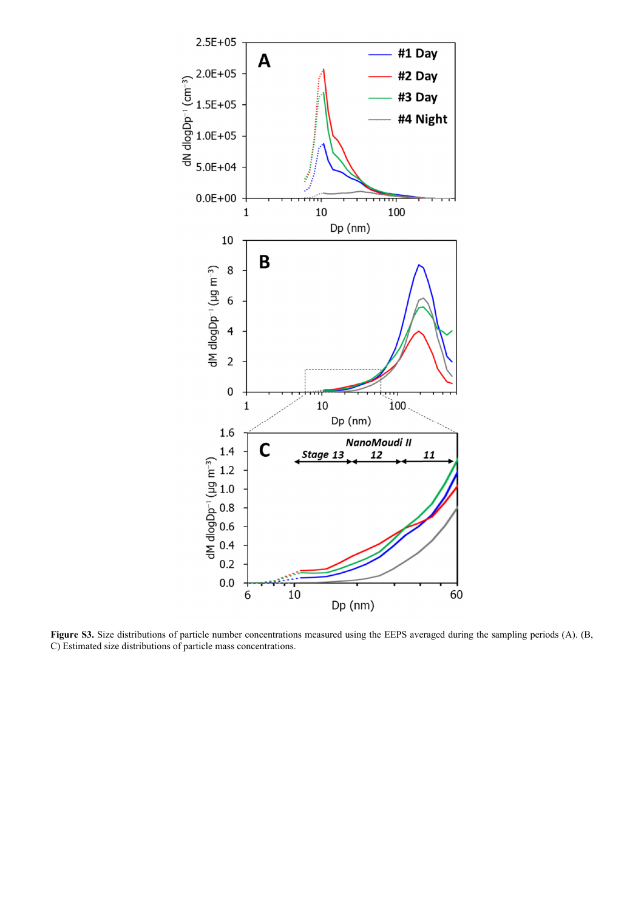A

#1 Day
#2 Day
#3 Day
#4 Night

dN dlogDp$^{-1}$ (cm$^{-3}$)

2.5E+05
2.0E+05
1.5E+05
1.0E+05
5.0E+04
0.0E+00

1
10
100

Dp (nm)

B

dM dlogDp$^{-1}$ (µg m$^{-3}$)

10
8
6
4
2
0

1
10
100

Dp (nm)

C

NanoMoudi II

Stage 13
12
11

dM dlogDp$^{-1}$ (µg m$^{-3}$)

1.6
1.4
1.2
1.0
0.8
0.6
0.4
0.2
0.0

6
10
60

Dp (nm)

**Figure S3.** Size distributions of particle number concentrations measured using the EEPS averaged during the sampling periods (A). (B, C) Estimated size distributions of particle mass concentrations.